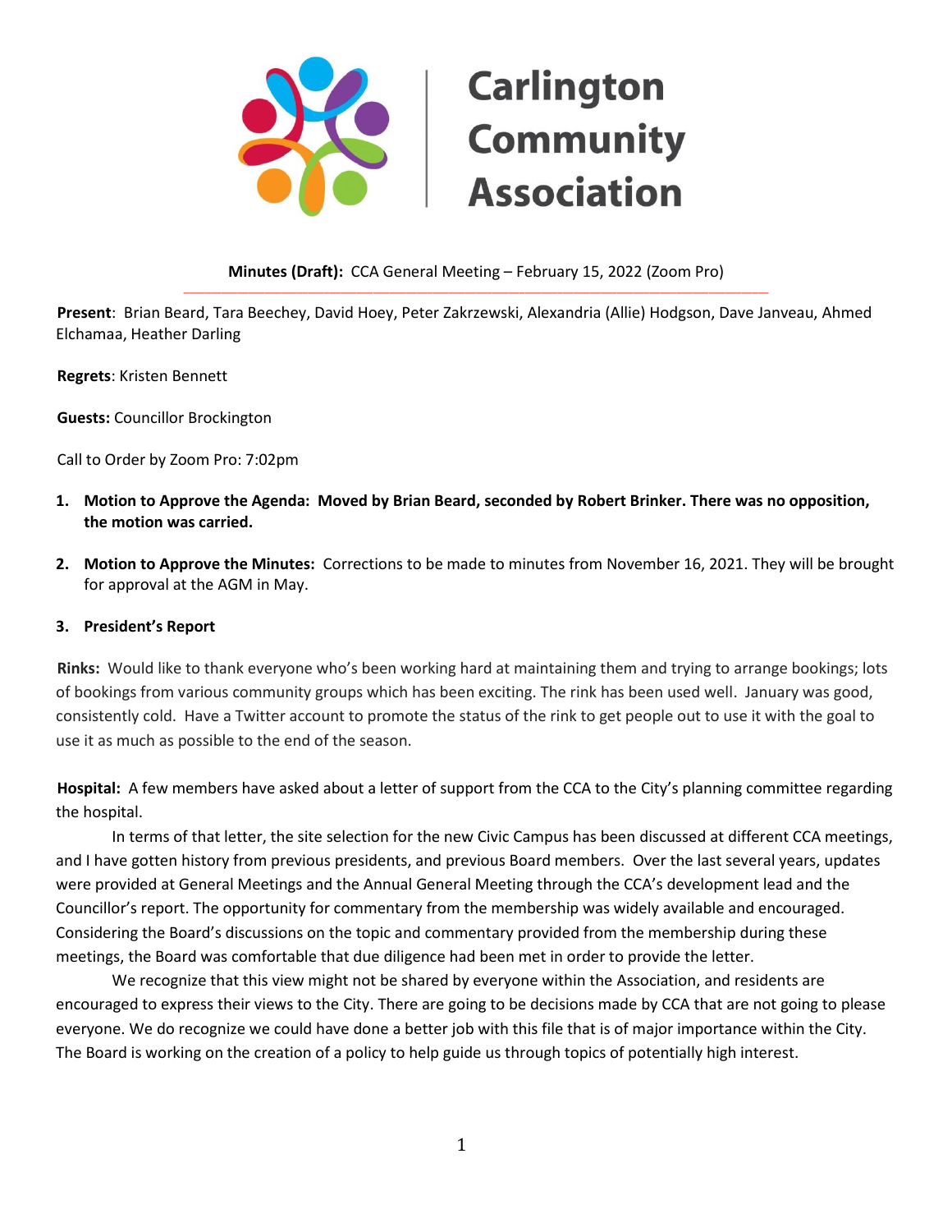# Carlington Community Association

**Minutes (Draft):** CCA General Meeting – February 15, 2022 (Zoom Pro)

**Present**: Brian Beard, Tara Beechey, David Hoey, Peter Zakrzewski, Alexandria (Allie) Hodgson, Dave Janveau, Ahmed Elchamaa, Heather Darling

**Regrets**: Kristen Bennett

**Guests:** Councillor Brockington

Call to Order by Zoom Pro: 7:02pm

1. **Motion to Approve the Agenda: Moved by Brian Beard, seconded by Robert Brinker. There was no opposition, the motion was carried.**

2. **Motion to Approve the Minutes:** Corrections to be made to minutes from November 16, 2021. They will be brought for approval at the AGM in May.

3. **President's Report**

**Rinks:** Would like to thank everyone who's been working hard at maintaining them and trying to arrange bookings; lots of bookings from various community groups which has been exciting. The rink has been used well. January was good, consistently cold. Have a Twitter account to promote the status of the rink to get people out to use it with the goal to use it as much as possible to the end of the season.

**Hospital:** A few members have asked about a letter of support from the CCA to the City's planning committee regarding the hospital.

In terms of that letter, the site selection for the new Civic Campus has been discussed at different CCA meetings, and I have gotten history from previous presidents, and previous Board members. Over the last several years, updates were provided at General Meetings and the Annual General Meeting through the CCA's development lead and the Councillor's report. The opportunity for commentary from the membership was widely available and encouraged. Considering the Board's discussions on the topic and commentary provided from the membership during these meetings, the Board was comfortable that due diligence had been met in order to provide the letter.

We recognize that this view might not be shared by everyone within the Association, and residents are encouraged to express their views to the City. There are going to be decisions made by CCA that are not going to please everyone. We do recognize we could have done a better job with this file that is of major importance within the City. The Board is working on the creation of a policy to help guide us through topics of potentially high interest.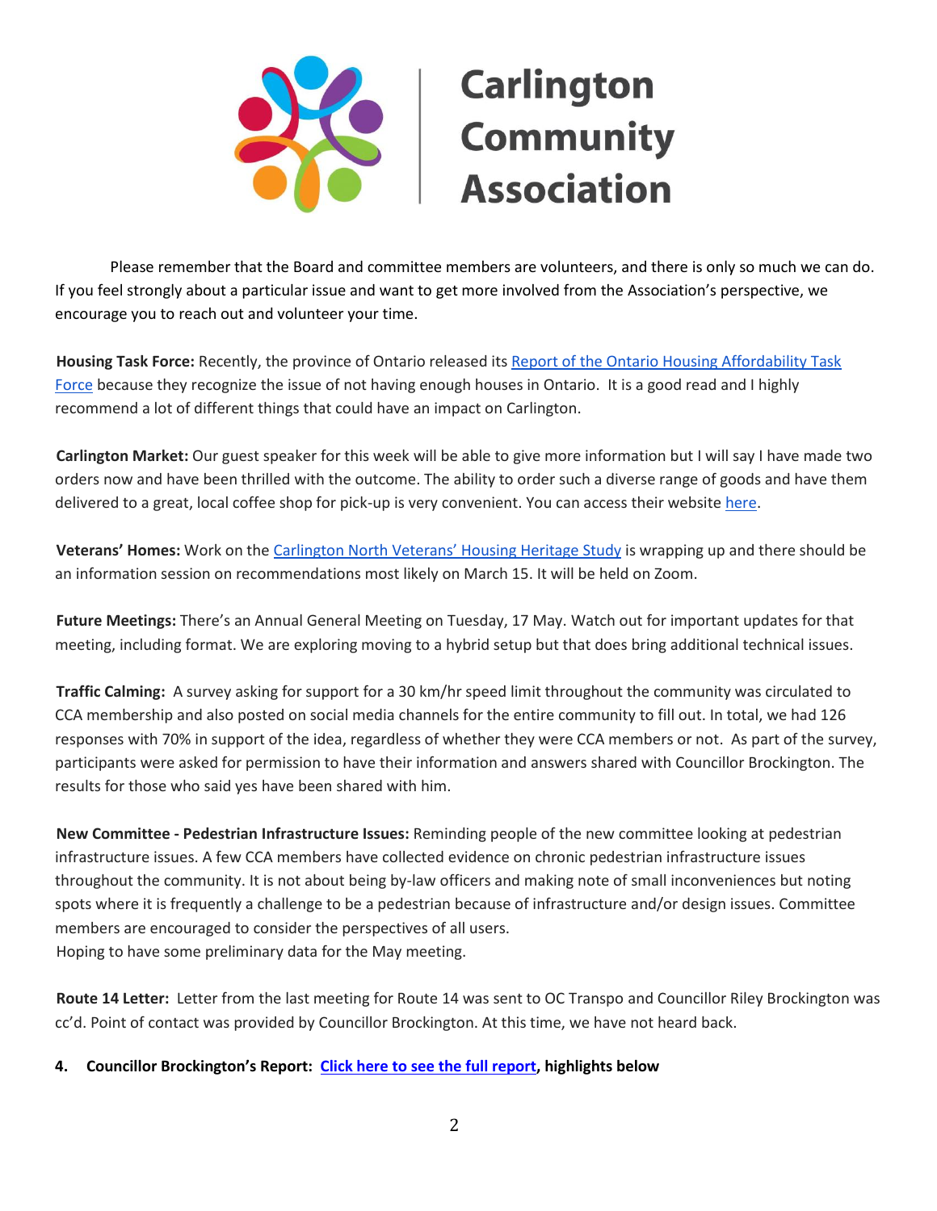# Carlington Community Association

Please remember that the Board and committee members are volunteers, and there is only so much we can do. If you feel strongly about a particular issue and want to get more involved from the Association's perspective, we encourage you to reach out and volunteer your time.

**Housing Task Force:** Recently, the province of Ontario released its Report of the Ontario Housing Affordability Task Force because they recognize the issue of not having enough houses in Ontario. It is a good read and I highly recommend a lot of different things that could have an impact on Carlington.

**Carlington Market:** Our guest speaker for this week will be able to give more information but I will say I have made two orders now and have been thrilled with the outcome. The ability to order such a diverse range of goods and have them delivered to a great, local coffee shop for pick-up is very convenient. You can access their website here.

**Veterans' Homes:** Work on the Carlington North Veterans' Housing Heritage Study is wrapping up and there should be an information session on recommendations most likely on March 15. It will be held on Zoom.

**Future Meetings:** There's an Annual General Meeting on Tuesday, 17 May. Watch out for important updates for that meeting, including format. We are exploring moving to a hybrid setup but that does bring additional technical issues.

**Traffic Calming:** A survey asking for support for a 30 km/hr speed limit throughout the community was circulated to CCA membership and also posted on social media channels for the entire community to fill out. In total, we had 126 responses with 70% in support of the idea, regardless of whether they were CCA members or not. As part of the survey, participants were asked for permission to have their information and answers shared with Councillor Brockington. The results for those who said yes have been shared with him.

**New Committee - Pedestrian Infrastructure Issues:** Reminding people of the new committee looking at pedestrian infrastructure issues. A few CCA members have collected evidence on chronic pedestrian infrastructure issues throughout the community. It is not about being by-law officers and making note of small inconveniences but noting spots where it is frequently a challenge to be a pedestrian because of infrastructure and/or design issues. Committee members are encouraged to consider the perspectives of all users.
Hoping to have some preliminary data for the May meeting.

**Route 14 Letter:** Letter from the last meeting for Route 14 was sent to OC Transpo and Councillor Riley Brockington was cc'd. Point of contact was provided by Councillor Brockington. At this time, we have not heard back.

**4. Councillor Brockington's Report: Click here to see the full report, highlights below**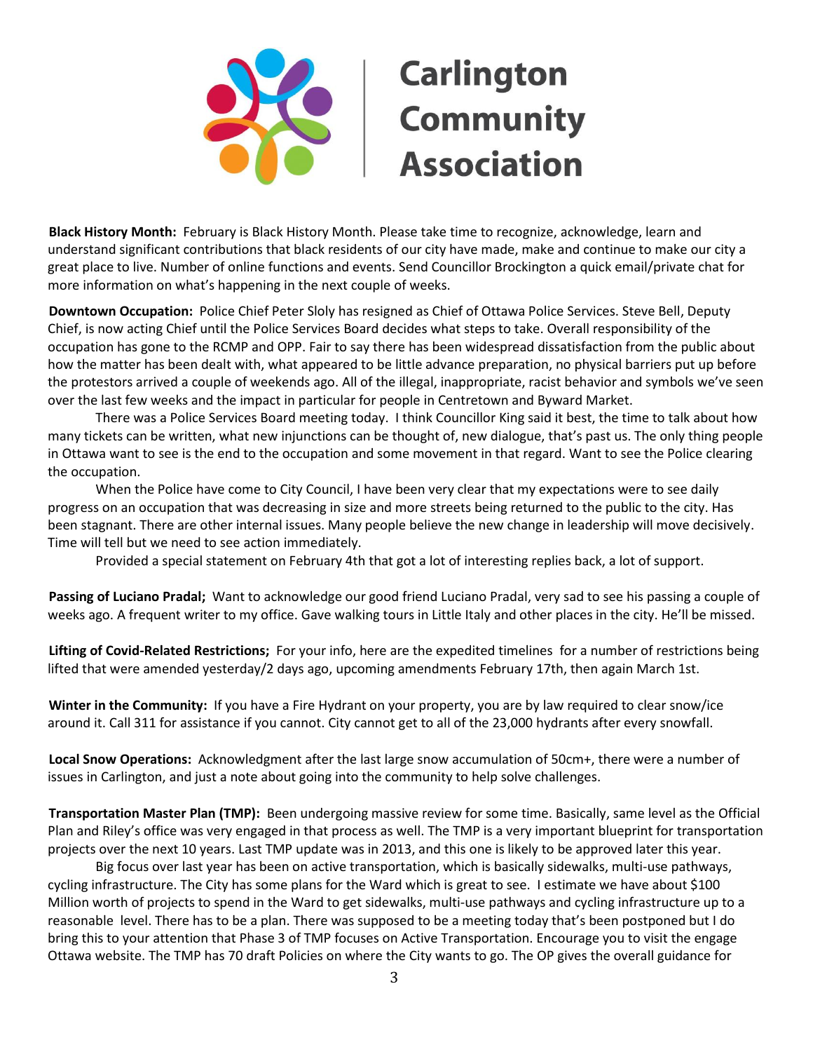# Carlington Community Association

**Black History Month:** February is Black History Month. Please take time to recognize, acknowledge, learn and understand significant contributions that black residents of our city have made, make and continue to make our city a great place to live. Number of online functions and events. Send Councillor Brockington a quick email/private chat for more information on what's happening in the next couple of weeks.

**Downtown Occupation:** Police Chief Peter Sloly has resigned as Chief of Ottawa Police Services. Steve Bell, Deputy Chief, is now acting Chief until the Police Services Board decides what steps to take. Overall responsibility of the occupation has gone to the RCMP and OPP. Fair to say there has been widespread dissatisfaction from the public about how the matter has been dealt with, what appeared to be little advance preparation, no physical barriers put up before the protestors arrived a couple of weekends ago. All of the illegal, inappropriate, racist behavior and symbols we've seen over the last few weeks and the impact in particular for people in Centretown and Byward Market.

There was a Police Services Board meeting today. I think Councillor King said it best, the time to talk about how many tickets can be written, what new injunctions can be thought of, new dialogue, that's past us. The only thing people in Ottawa want to see is the end to the occupation and some movement in that regard. Want to see the Police clearing the occupation.

When the Police have come to City Council, I have been very clear that my expectations were to see daily progress on an occupation that was decreasing in size and more streets being returned to the public to the city. Has been stagnant. There are other internal issues. Many people believe the new change in leadership will move decisively. Time will tell but we need to see action immediately.

Provided a special statement on February 4th that got a lot of interesting replies back, a lot of support.

**Passing of Luciano Pradal;** Want to acknowledge our good friend Luciano Pradal, very sad to see his passing a couple of weeks ago. A frequent writer to my office. Gave walking tours in Little Italy and other places in the city. He'll be missed.

**Lifting of Covid-Related Restrictions;** For your info, here are the expedited timelines for a number of restrictions being lifted that were amended yesterday/2 days ago, upcoming amendments February 17th, then again March 1st.

**Winter in the Community:** If you have a Fire Hydrant on your property, you are by law required to clear snow/ice around it. Call 311 for assistance if you cannot. City cannot get to all of the 23,000 hydrants after every snowfall.

**Local Snow Operations:** Acknowledgment after the last large snow accumulation of 50cm+, there were a number of issues in Carlington, and just a note about going into the community to help solve challenges.

**Transportation Master Plan (TMP):** Been undergoing massive review for some time. Basically, same level as the Official Plan and Riley's office was very engaged in that process as well. The TMP is a very important blueprint for transportation projects over the next 10 years. Last TMP update was in 2013, and this one is likely to be approved later this year.

Big focus over last year has been on active transportation, which is basically sidewalks, multi-use pathways, cycling infrastructure. The City has some plans for the Ward which is great to see. I estimate we have about $100 Million worth of projects to spend in the Ward to get sidewalks, multi-use pathways and cycling infrastructure up to a reasonable level. There has to be a plan. There was supposed to be a meeting today that's been postponed but I do bring this to your attention that Phase 3 of TMP focuses on Active Transportation. Encourage you to visit the engage Ottawa website. The TMP has 70 draft Policies on where the City wants to go. The OP gives the overall guidance for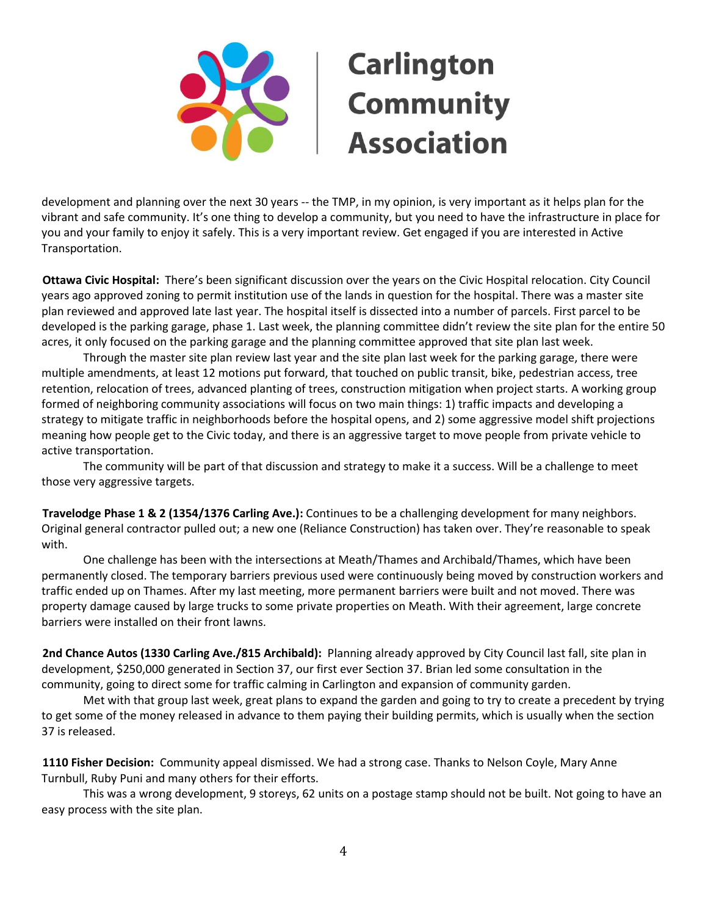development and planning over the next 30 years -- the TMP, in my opinion, is very important as it helps plan for the vibrant and safe community. It's one thing to develop a community, but you need to have the infrastructure in place for you and your family to enjoy it safely. This is a very important review. Get engaged if you are interested in Active Transportation.

**Ottawa Civic Hospital:** There's been significant discussion over the years on the Civic Hospital relocation. City Council years ago approved zoning to permit institution use of the lands in question for the hospital. There was a master site plan reviewed and approved late last year. The hospital itself is dissected into a number of parcels. First parcel to be developed is the parking garage, phase 1. Last week, the planning committee didn't review the site plan for the entire 50 acres, it only focused on the parking garage and the planning committee approved that site plan last week.

Through the master site plan review last year and the site plan last week for the parking garage, there were multiple amendments, at least 12 motions put forward, that touched on public transit, bike, pedestrian access, tree retention, relocation of trees, advanced planting of trees, construction mitigation when project starts. A working group formed of neighboring community associations will focus on two main things: 1) traffic impacts and developing a strategy to mitigate traffic in neighborhoods before the hospital opens, and 2) some aggressive model shift projections meaning how people get to the Civic today, and there is an aggressive target to move people from private vehicle to active transportation.

The community will be part of that discussion and strategy to make it a success. Will be a challenge to meet those very aggressive targets.

**Travelodge Phase 1 & 2 (1354/1376 Carling Ave.):** Continues to be a challenging development for many neighbors. Original general contractor pulled out; a new one (Reliance Construction) has taken over. They're reasonable to speak with.

One challenge has been with the intersections at Meath/Thames and Archibald/Thames, which have been permanently closed. The temporary barriers previous used were continuously being moved by construction workers and traffic ended up on Thames. After my last meeting, more permanent barriers were built and not moved. There was property damage caused by large trucks to some private properties on Meath. With their agreement, large concrete barriers were installed on their front lawns.

**2nd Chance Autos (1330 Carling Ave./815 Archibald):** Planning already approved by City Council last fall, site plan in development, $250,000 generated in Section 37, our first ever Section 37. Brian led some consultation in the community, going to direct some for traffic calming in Carlington and expansion of community garden.

Met with that group last week, great plans to expand the garden and going to try to create a precedent by trying to get some of the money released in advance to them paying their building permits, which is usually when the section 37 is released.

**1110 Fisher Decision:** Community appeal dismissed. We had a strong case. Thanks to Nelson Coyle, Mary Anne Turnbull, Ruby Puni and many others for their efforts.

This was a wrong development, 9 storeys, 62 units on a postage stamp should not be built. Not going to have an easy process with the site plan.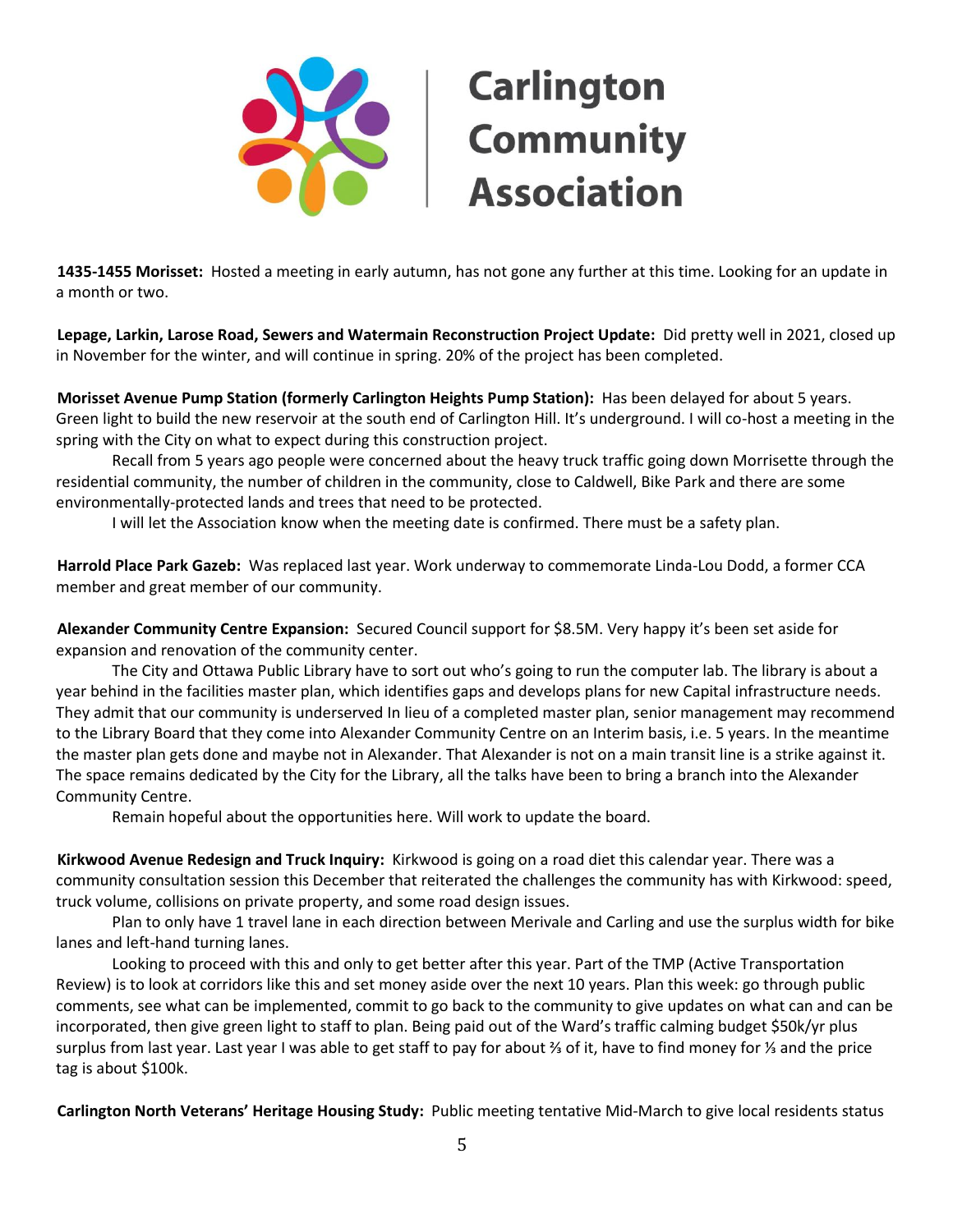# Carlington Community Association

**1435-1455 Morisset:** Hosted a meeting in early autumn, has not gone any further at this time. Looking for an update in a month or two.

**Lepage, Larkin, Larose Road, Sewers and Watermain Reconstruction Project Update:** Did pretty well in 2021, closed up in November for the winter, and will continue in spring. 20% of the project has been completed.

**Morisset Avenue Pump Station (formerly Carlington Heights Pump Station):** Has been delayed for about 5 years. Green light to build the new reservoir at the south end of Carlington Hill. It's underground. I will co-host a meeting in the spring with the City on what to expect during this construction project.

Recall from 5 years ago people were concerned about the heavy truck traffic going down Morrisette through the residential community, the number of children in the community, close to Caldwell, Bike Park and there are some environmentally-protected lands and trees that need to be protected.

I will let the Association know when the meeting date is confirmed. There must be a safety plan.

**Harrold Place Park Gazeb:** Was replaced last year. Work underway to commemorate Linda-Lou Dodd, a former CCA member and great member of our community.

**Alexander Community Centre Expansion:** Secured Council support for $8.5M. Very happy it's been set aside for expansion and renovation of the community center.

The City and Ottawa Public Library have to sort out who's going to run the computer lab. The library is about a year behind in the facilities master plan, which identifies gaps and develops plans for new Capital infrastructure needs. They admit that our community is underserved In lieu of a completed master plan, senior management may recommend to the Library Board that they come into Alexander Community Centre on an Interim basis, i.e. 5 years. In the meantime the master plan gets done and maybe not in Alexander. That Alexander is not on a main transit line is a strike against it. The space remains dedicated by the City for the Library, all the talks have been to bring a branch into the Alexander Community Centre.

Remain hopeful about the opportunities here. Will work to update the board.

**Kirkwood Avenue Redesign and Truck Inquiry:** Kirkwood is going on a road diet this calendar year. There was a community consultation session this December that reiterated the challenges the community has with Kirkwood: speed, truck volume, collisions on private property, and some road design issues.

Plan to only have 1 travel lane in each direction between Merivale and Carling and use the surplus width for bike lanes and left-hand turning lanes.

Looking to proceed with this and only to get better after this year. Part of the TMP (Active Transportation Review) is to look at corridors like this and set money aside over the next 10 years. Plan this week: go through public comments, see what can be implemented, commit to go back to the community to give updates on what can and can be incorporated, then give green light to staff to plan. Being paid out of the Ward's traffic calming budget $50k/yr plus surplus from last year. Last year I was able to get staff to pay for about ⅔ of it, have to find money for ⅓ and the price tag is about $100k.

**Carlington North Veterans' Heritage Housing Study:** Public meeting tentative Mid-March to give local residents status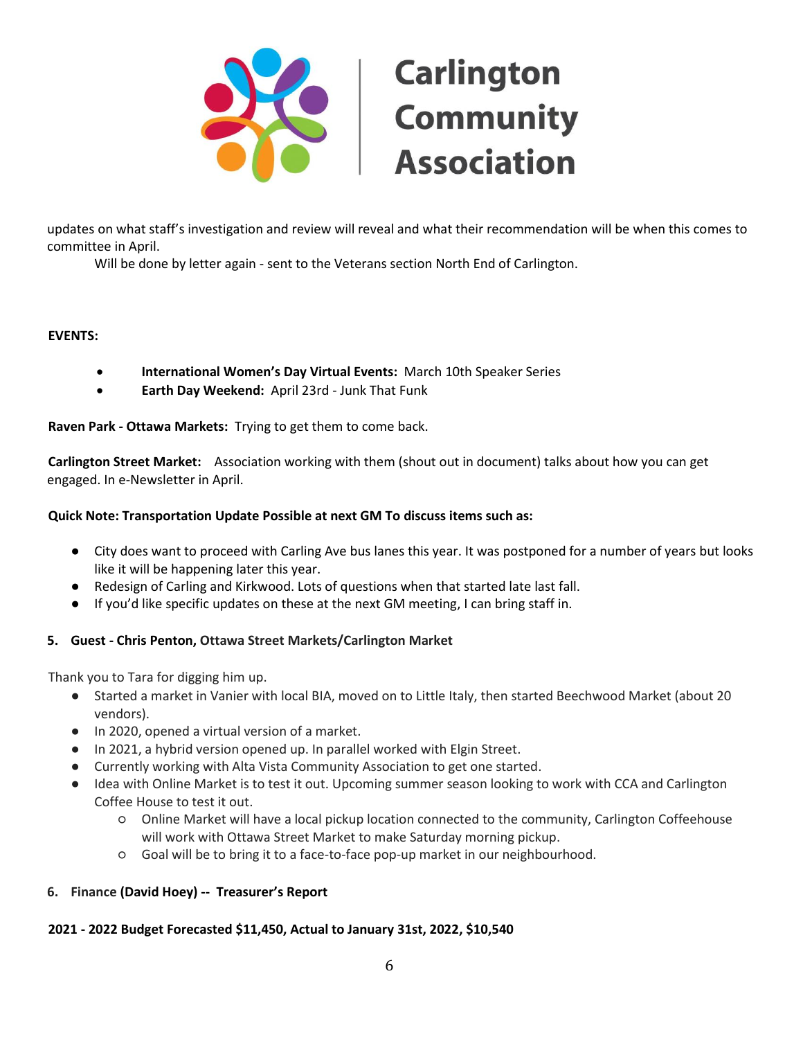updates on what staff's investigation and review will reveal and what their recommendation will be when this comes to committee in April.

Will be done by letter again - sent to the Veterans section North End of Carlington.

**EVENTS:**

- **International Women's Day Virtual Events:** March 10th Speaker Series
- **Earth Day Weekend:** April 23rd - Junk That Funk

**Raven Park - Ottawa Markets:** Trying to get them to come back.

**Carlington Street Market:** Association working with them (shout out in document) talks about how you can get engaged. In e-Newsletter in April.

**Quick Note: Transportation Update Possible at next GM To discuss items such as:**

- City does want to proceed with Carling Ave bus lanes this year. It was postponed for a number of years but looks like it will be happening later this year.
- Redesign of Carling and Kirkwood. Lots of questions when that started late last fall.
- If you'd like specific updates on these at the next GM meeting, I can bring staff in.

### 5. Guest - Chris Penton, Ottawa Street Markets/Carlington Market

Thank you to Tara for digging him up.

- Started a market in Vanier with local BIA, moved on to Little Italy, then started Beechwood Market (about 20 vendors).
- In 2020, opened a virtual version of a market.
- In 2021, a hybrid version opened up. In parallel worked with Elgin Street.
- Currently working with Alta Vista Community Association to get one started.
- Idea with Online Market is to test it out. Upcoming summer season looking to work with CCA and Carlington Coffee House to test it out.
  - Online Market will have a local pickup location connected to the community, Carlington Coffeehouse will work with Ottawa Street Market to make Saturday morning pickup.
  - Goal will be to bring it to a face-to-face pop-up market in our neighbourhood.

### 6. Finance (David Hoey) -- Treasurer's Report

**2021 - 2022 Budget Forecasted $11,450, Actual to January 31st, 2022, $10,540**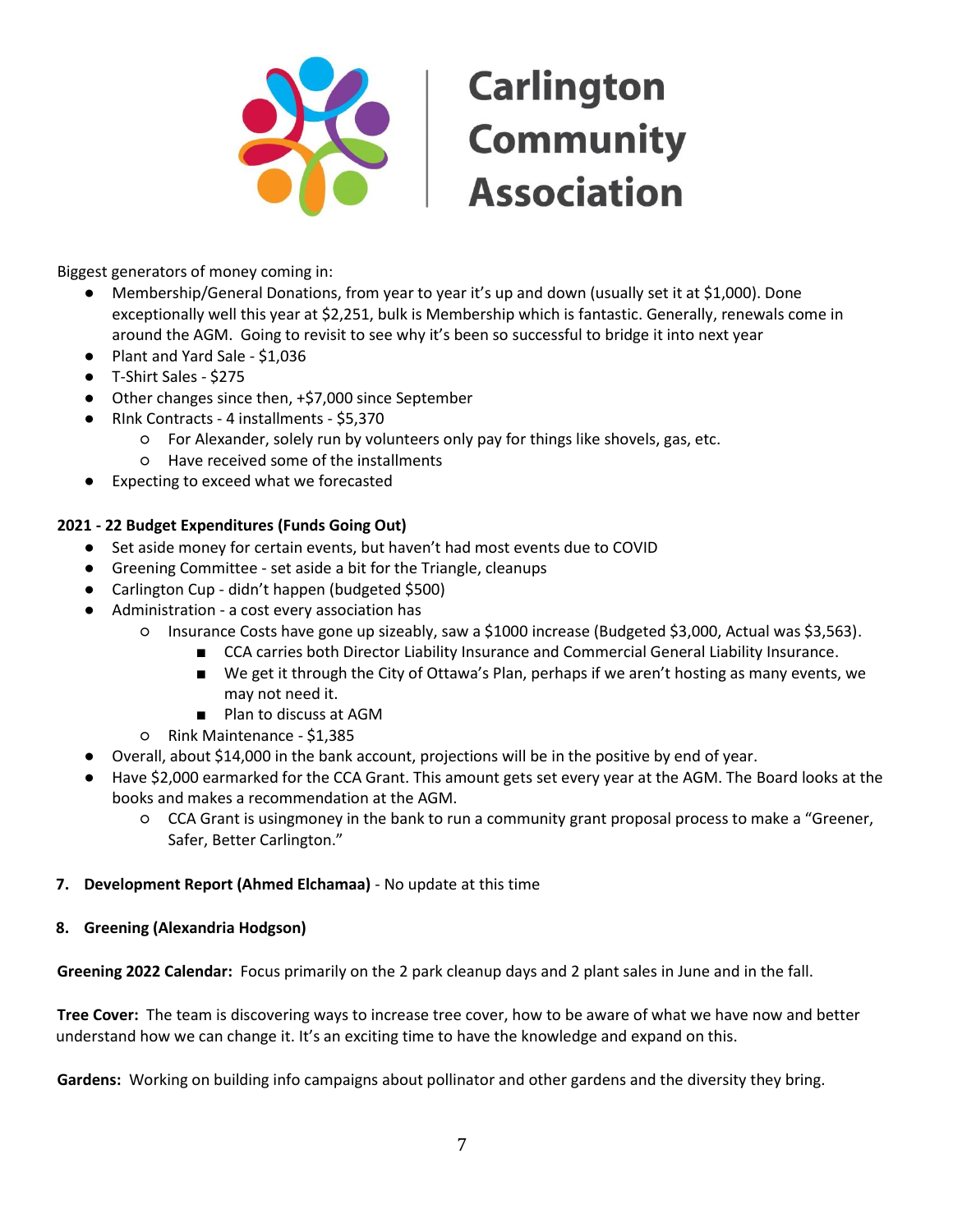Biggest generators of money coming in:

- Membership/General Donations, from year to year it's up and down (usually set it at $1,000). Done exceptionally well this year at $2,251, bulk is Membership which is fantastic. Generally, renewals come in around the AGM. Going to revisit to see why it's been so successful to bridge it into next year
- Plant and Yard Sale - $1,036
- T-Shirt Sales - $275
- Other changes since then, +$7,000 since September
- RInk Contracts - 4 installments - $5,370
  - For Alexander, solely run by volunteers only pay for things like shovels, gas, etc.
  - Have received some of the installments
- Expecting to exceed what we forecasted

**2021 - 22 Budget Expenditures (Funds Going Out)**

- Set aside money for certain events, but haven't had most events due to COVID
- Greening Committee - set aside a bit for the Triangle, cleanups
- Carlington Cup - didn't happen (budgeted $500)
- Administration - a cost every association has
  - Insurance Costs have gone up sizeably, saw a $1000 increase (Budgeted $3,000, Actual was $3,563).
    - CCA carries both Director Liability Insurance and Commercial General Liability Insurance.
    - We get it through the City of Ottawa's Plan, perhaps if we aren't hosting as many events, we may not need it.
    - Plan to discuss at AGM
  - Rink Maintenance - $1,385
- Overall, about $14,000 in the bank account, projections will be in the positive by end of year.
- Have $2,000 earmarked for the CCA Grant. This amount gets set every year at the AGM. The Board looks at the books and makes a recommendation at the AGM.
  - CCA Grant is usingmoney in the bank to run a community grant proposal process to make a "Greener, Safer, Better Carlington."

7. **Development Report (Ahmed Elchamaa)** - No update at this time

8. **Greening (Alexandria Hodgson)**

**Greening 2022 Calendar:** Focus primarily on the 2 park cleanup days and 2 plant sales in June and in the fall.

**Tree Cover:** The team is discovering ways to increase tree cover, how to be aware of what we have now and better understand how we can change it. It's an exciting time to have the knowledge and expand on this.

**Gardens:** Working on building info campaigns about pollinator and other gardens and the diversity they bring.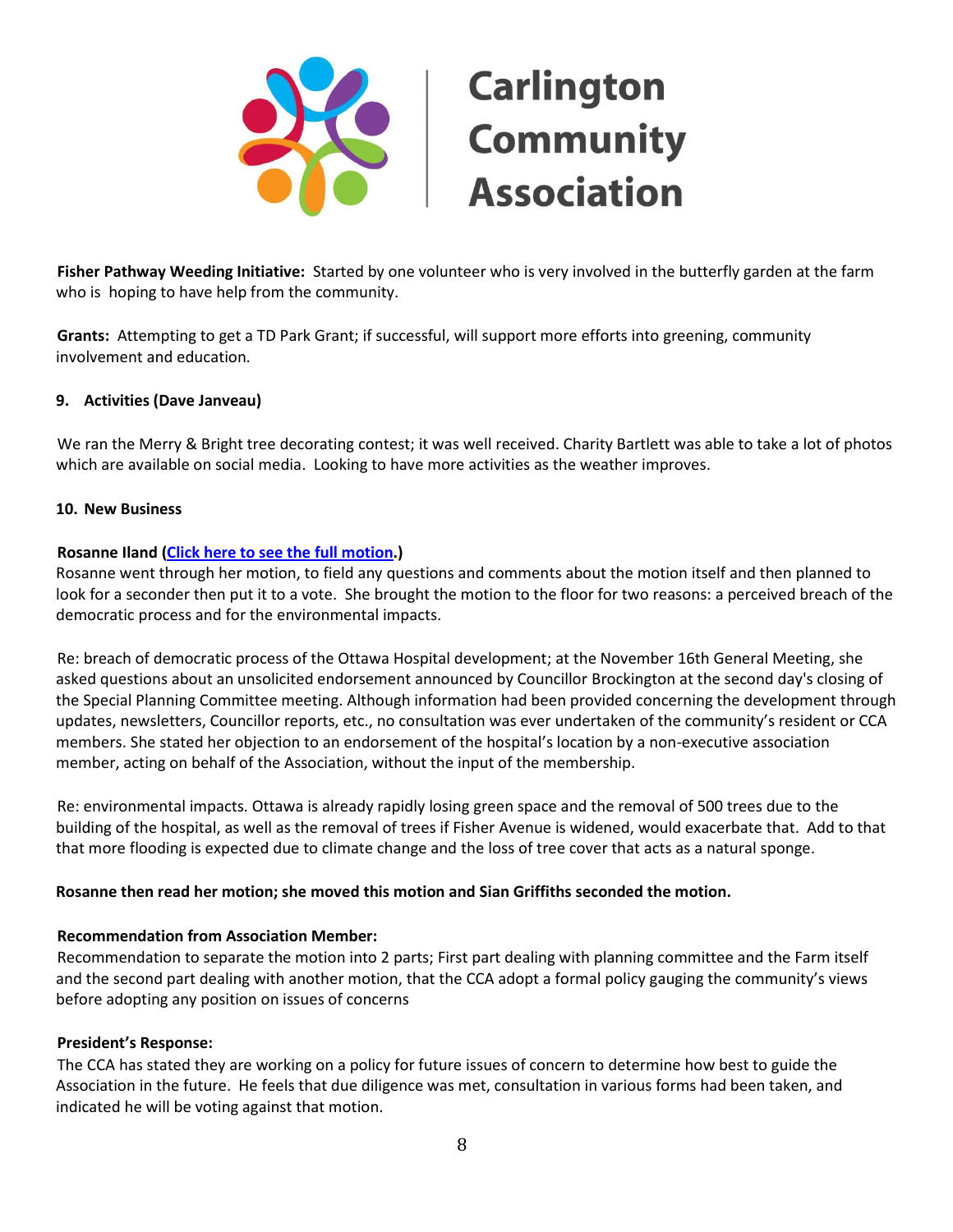**Fisher Pathway Weeding Initiative:** Started by one volunteer who is very involved in the butterfly garden at the farm who is hoping to have help from the community.

**Grants:** Attempting to get a TD Park Grant; if successful, will support more efforts into greening, community involvement and education.

### 9. Activities (Dave Janveau)

We ran the Merry & Bright tree decorating contest; it was well received. Charity Bartlett was able to take a lot of photos which are available on social media. Looking to have more activities as the weather improves.

### 10. New Business

**Rosanne Iland ([Click here to see the full motion](#).)**

Rosanne went through her motion, to field any questions and comments about the motion itself and then planned to look for a seconder then put it to a vote. She brought the motion to the floor for two reasons: a perceived breach of the democratic process and for the environmental impacts.

Re: breach of democratic process of the Ottawa Hospital development; at the November 16th General Meeting, she asked questions about an unsolicited endorsement announced by Councillor Brockington at the second day's closing of the Special Planning Committee meeting. Although information had been provided concerning the development through updates, newsletters, Councillor reports, etc., no consultation was ever undertaken of the community's resident or CCA members. She stated her objection to an endorsement of the hospital's location by a non-executive association member, acting on behalf of the Association, without the input of the membership.

Re: environmental impacts. Ottawa is already rapidly losing green space and the removal of 500 trees due to the building of the hospital, as well as the removal of trees if Fisher Avenue is widened, would exacerbate that. Add to that that more flooding is expected due to climate change and the loss of tree cover that acts as a natural sponge.

**Rosanne then read her motion; she moved this motion and Sian Griffiths seconded the motion.**

**Recommendation from Association Member:**

Recommendation to separate the motion into 2 parts; First part dealing with planning committee and the Farm itself and the second part dealing with another motion, that the CCA adopt a formal policy gauging the community's views before adopting any position on issues of concerns

**President's Response:**

The CCA has stated they are working on a policy for future issues of concern to determine how best to guide the Association in the future. He feels that due diligence was met, consultation in various forms had been taken, and indicated he will be voting against that motion.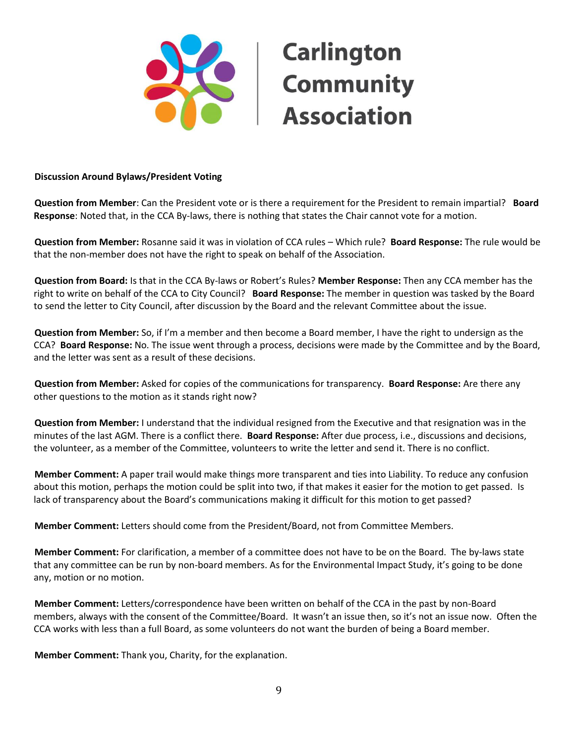Carlington Community Association

**Discussion Around Bylaws/President Voting**

**Question from Member**: Can the President vote or is there a requirement for the President to remain impartial? **Board Response**: Noted that, in the CCA By-laws, there is nothing that states the Chair cannot vote for a motion.

**Question from Member:** Rosanne said it was in violation of CCA rules – Which rule? **Board Response:** The rule would be that the non-member does not have the right to speak on behalf of the Association.

**Question from Board:** Is that in the CCA By-laws or Robert's Rules? **Member Response:** Then any CCA member has the right to write on behalf of the CCA to City Council? **Board Response:** The member in question was tasked by the Board to send the letter to City Council, after discussion by the Board and the relevant Committee about the issue.

**Question from Member:** So, if I'm a member and then become a Board member, I have the right to undersign as the CCA? **Board Response:** No. The issue went through a process, decisions were made by the Committee and by the Board, and the letter was sent as a result of these decisions.

**Question from Member:** Asked for copies of the communications for transparency. **Board Response:** Are there any other questions to the motion as it stands right now?

**Question from Member:** I understand that the individual resigned from the Executive and that resignation was in the minutes of the last AGM. There is a conflict there. **Board Response:** After due process, i.e., discussions and decisions, the volunteer, as a member of the Committee, volunteers to write the letter and send it. There is no conflict.

**Member Comment:** A paper trail would make things more transparent and ties into Liability. To reduce any confusion about this motion, perhaps the motion could be split into two, if that makes it easier for the motion to get passed. Is lack of transparency about the Board's communications making it difficult for this motion to get passed?

**Member Comment:** Letters should come from the President/Board, not from Committee Members.

**Member Comment:** For clarification, a member of a committee does not have to be on the Board. The by-laws state that any committee can be run by non-board members. As for the Environmental Impact Study, it's going to be done any, motion or no motion.

**Member Comment:** Letters/correspondence have been written on behalf of the CCA in the past by non-Board members, always with the consent of the Committee/Board. It wasn't an issue then, so it's not an issue now. Often the CCA works with less than a full Board, as some volunteers do not want the burden of being a Board member.

**Member Comment:** Thank you, Charity, for the explanation.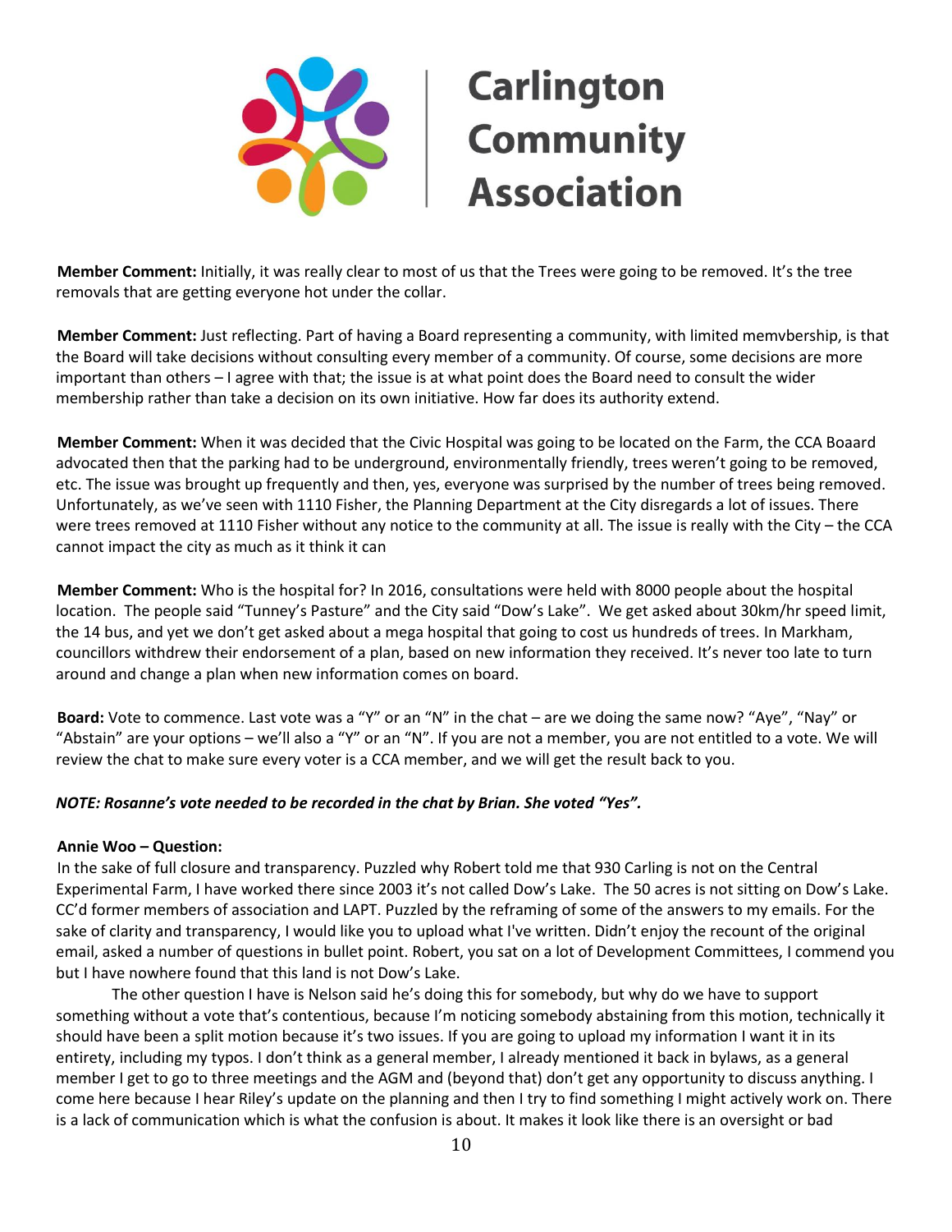**Member Comment:** Initially, it was really clear to most of us that the Trees were going to be removed. It's the tree removals that are getting everyone hot under the collar.

**Member Comment:** Just reflecting. Part of having a Board representing a community, with limited memvbership, is that the Board will take decisions without consulting every member of a community. Of course, some decisions are more important than others – I agree with that; the issue is at what point does the Board need to consult the wider membership rather than take a decision on its own initiative. How far does its authority extend.

**Member Comment:** When it was decided that the Civic Hospital was going to be located on the Farm, the CCA Boaard advocated then that the parking had to be underground, environmentally friendly, trees weren't going to be removed, etc. The issue was brought up frequently and then, yes, everyone was surprised by the number of trees being removed. Unfortunately, as we've seen with 1110 Fisher, the Planning Department at the City disregards a lot of issues. There were trees removed at 1110 Fisher without any notice to the community at all. The issue is really with the City – the CCA cannot impact the city as much as it think it can

**Member Comment:** Who is the hospital for? In 2016, consultations were held with 8000 people about the hospital location. The people said "Tunney's Pasture" and the City said "Dow's Lake". We get asked about 30km/hr speed limit, the 14 bus, and yet we don't get asked about a mega hospital that going to cost us hundreds of trees. In Markham, councillors withdrew their endorsement of a plan, based on new information they received. It's never too late to turn around and change a plan when new information comes on board.

**Board:** Vote to commence. Last vote was a "Y" or an "N" in the chat – are we doing the same now? "Aye", "Nay" or "Abstain" are your options – we'll also a "Y" or an "N". If you are not a member, you are not entitled to a vote. We will review the chat to make sure every voter is a CCA member, and we will get the result back to you.

***NOTE: Rosanne's vote needed to be recorded in the chat by Brian. She voted "Yes".***

**Annie Woo – Question:**
In the sake of full closure and transparency. Puzzled why Robert told me that 930 Carling is not on the Central Experimental Farm, I have worked there since 2003 it's not called Dow's Lake. The 50 acres is not sitting on Dow's Lake. CC'd former members of association and LAPT. Puzzled by the reframing of some of the answers to my emails. For the sake of clarity and transparency, I would like you to upload what I've written. Didn't enjoy the recount of the original email, asked a number of questions in bullet point. Robert, you sat on a lot of Development Committees, I commend you but I have nowhere found that this land is not Dow's Lake.

The other question I have is Nelson said he's doing this for somebody, but why do we have to support something without a vote that's contentious, because I'm noticing somebody abstaining from this motion, technically it should have been a split motion because it's two issues. If you are going to upload my information I want it in its entirety, including my typos. I don't think as a general member, I already mentioned it back in bylaws, as a general member I get to go to three meetings and the AGM and (beyond that) don't get any opportunity to discuss anything. I come here because I hear Riley's update on the planning and then I try to find something I might actively work on. There is a lack of communication which is what the confusion is about. It makes it look like there is an oversight or bad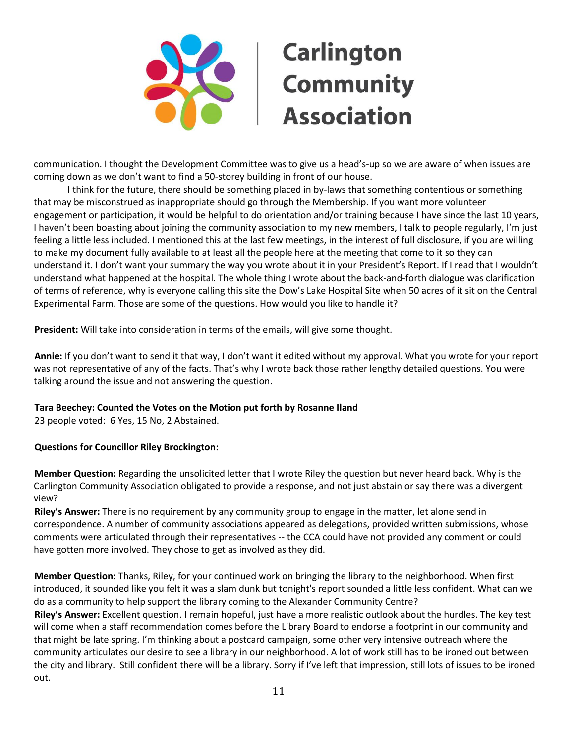communication. I thought the Development Committee was to give us a head's-up so we are aware of when issues are coming down as we don't want to find a 50-storey building in front of our house.

I think for the future, there should be something placed in by-laws that something contentious or something that may be misconstrued as inappropriate should go through the Membership. If you want more volunteer engagement or participation, it would be helpful to do orientation and/or training because I have since the last 10 years, I haven't been boasting about joining the community association to my new members, I talk to people regularly, I'm just feeling a little less included. I mentioned this at the last few meetings, in the interest of full disclosure, if you are willing to make my document fully available to at least all the people here at the meeting that come to it so they can understand it. I don't want your summary the way you wrote about it in your President's Report. If I read that I wouldn't understand what happened at the hospital. The whole thing I wrote about the back-and-forth dialogue was clarification of terms of reference, why is everyone calling this site the Dow's Lake Hospital Site when 50 acres of it sit on the Central Experimental Farm. Those are some of the questions. How would you like to handle it?

**President:** Will take into consideration in terms of the emails, will give some thought.

**Annie:** If you don't want to send it that way, I don't want it edited without my approval. What you wrote for your report was not representative of any of the facts. That's why I wrote back those rather lengthy detailed questions. You were talking around the issue and not answering the question.

**Tara Beechey: Counted the Votes on the Motion put forth by Rosanne Iland**
23 people voted: 6 Yes, 15 No, 2 Abstained.

**Questions for Councillor Riley Brockington:**

**Member Question:** Regarding the unsolicited letter that I wrote Riley the question but never heard back. Why is the Carlington Community Association obligated to provide a response, and not just abstain or say there was a divergent view?
**Riley's Answer:** There is no requirement by any community group to engage in the matter, let alone send in correspondence. A number of community associations appeared as delegations, provided written submissions, whose comments were articulated through their representatives -- the CCA could have not provided any comment or could have gotten more involved. They chose to get as involved as they did.

**Member Question:** Thanks, Riley, for your continued work on bringing the library to the neighborhood. When first introduced, it sounded like you felt it was a slam dunk but tonight's report sounded a little less confident. What can we do as a community to help support the library coming to the Alexander Community Centre?
**Riley's Answer:** Excellent question. I remain hopeful, just have a more realistic outlook about the hurdles. The key test will come when a staff recommendation comes before the Library Board to endorse a footprint in our community and that might be late spring. I'm thinking about a postcard campaign, some other very intensive outreach where the community articulates our desire to see a library in our neighborhood. A lot of work still has to be ironed out between the city and library. Still confident there will be a library. Sorry if I've left that impression, still lots of issues to be ironed out.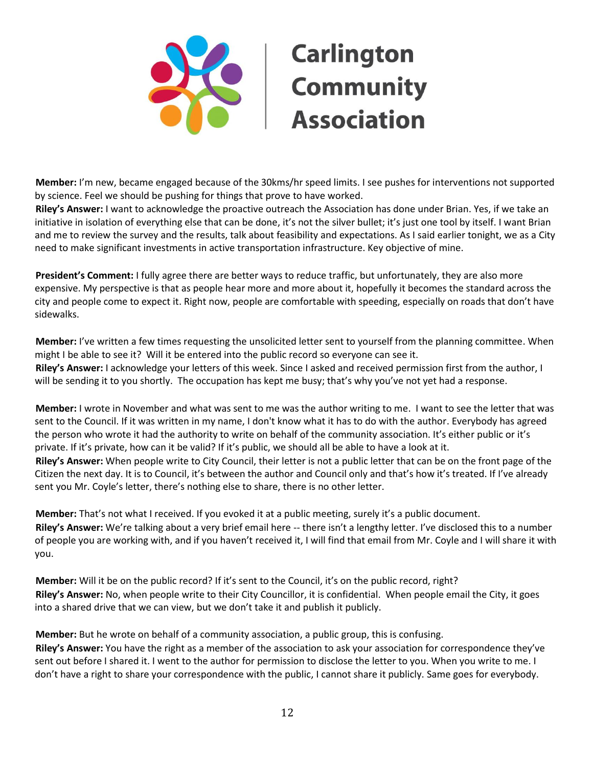**Member:** I'm new, became engaged because of the 30kms/hr speed limits. I see pushes for interventions not supported by science. Feel we should be pushing for things that prove to have worked.
**Riley's Answer:** I want to acknowledge the proactive outreach the Association has done under Brian. Yes, if we take an initiative in isolation of everything else that can be done, it's not the silver bullet; it's just one tool by itself. I want Brian and me to review the survey and the results, talk about feasibility and expectations. As I said earlier tonight, we as a City need to make significant investments in active transportation infrastructure. Key objective of mine.

**President's Comment:** I fully agree there are better ways to reduce traffic, but unfortunately, they are also more expensive. My perspective is that as people hear more and more about it, hopefully it becomes the standard across the city and people come to expect it. Right now, people are comfortable with speeding, especially on roads that don't have sidewalks.

**Member:** I've written a few times requesting the unsolicited letter sent to yourself from the planning committee. When might I be able to see it? Will it be entered into the public record so everyone can see it.
**Riley's Answer:** I acknowledge your letters of this week. Since I asked and received permission first from the author, I will be sending it to you shortly. The occupation has kept me busy; that's why you've not yet had a response.

**Member:** I wrote in November and what was sent to me was the author writing to me. I want to see the letter that was sent to the Council. If it was written in my name, I don't know what it has to do with the author. Everybody has agreed the person who wrote it had the authority to write on behalf of the community association. It's either public or it's private. If it's private, how can it be valid? If it's public, we should all be able to have a look at it.
**Riley's Answer:** When people write to City Council, their letter is not a public letter that can be on the front page of the Citizen the next day. It is to Council, it's between the author and Council only and that's how it's treated. If I've already sent you Mr. Coyle's letter, there's nothing else to share, there is no other letter.

**Member:** That's not what I received. If you evoked it at a public meeting, surely it's a public document.
**Riley's Answer:** We're talking about a very brief email here -- there isn't a lengthy letter. I've disclosed this to a number of people you are working with, and if you haven't received it, I will find that email from Mr. Coyle and I will share it with you.

**Member:** Will it be on the public record? If it's sent to the Council, it's on the public record, right?
**Riley's Answer:** No, when people write to their City Councillor, it is confidential. When people email the City, it goes into a shared drive that we can view, but we don't take it and publish it publicly.

**Member:** But he wrote on behalf of a community association, a public group, this is confusing.
**Riley's Answer:** You have the right as a member of the association to ask your association for correspondence they've sent out before I shared it. I went to the author for permission to disclose the letter to you. When you write to me. I don't have a right to share your correspondence with the public, I cannot share it publicly. Same goes for everybody.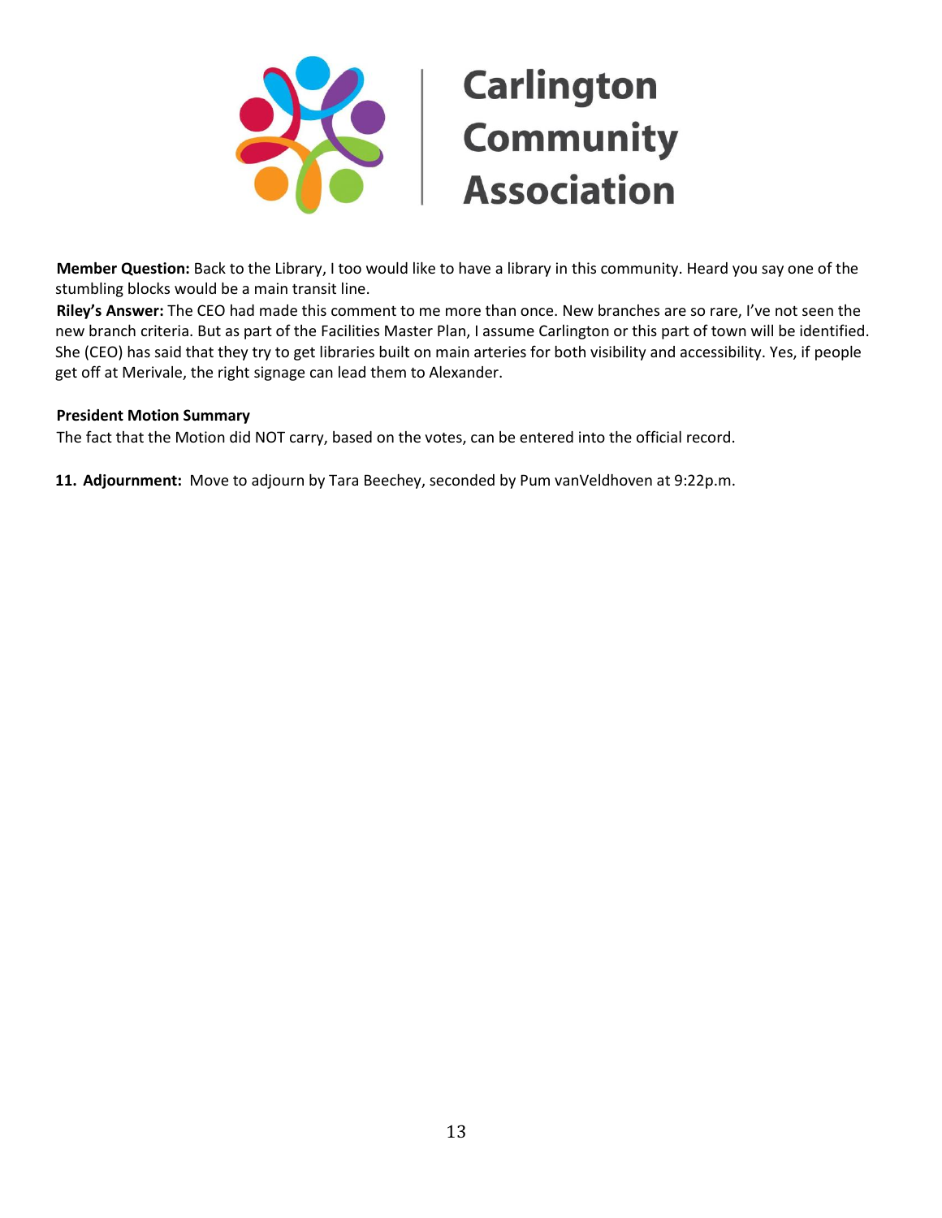**Member Question:** Back to the Library, I too would like to have a library in this community. Heard you say one of the stumbling blocks would be a main transit line.

**Riley's Answer:** The CEO had made this comment to me more than once. New branches are so rare, I've not seen the new branch criteria. But as part of the Facilities Master Plan, I assume Carlington or this part of town will be identified. She (CEO) has said that they try to get libraries built on main arteries for both visibility and accessibility. Yes, if people get off at Merivale, the right signage can lead them to Alexander.

**President Motion Summary**

The fact that the Motion did NOT carry, based on the votes, can be entered into the official record.

**11. Adjournment:** Move to adjourn by Tara Beechey, seconded by Pum vanVeldhoven at 9:22p.m.